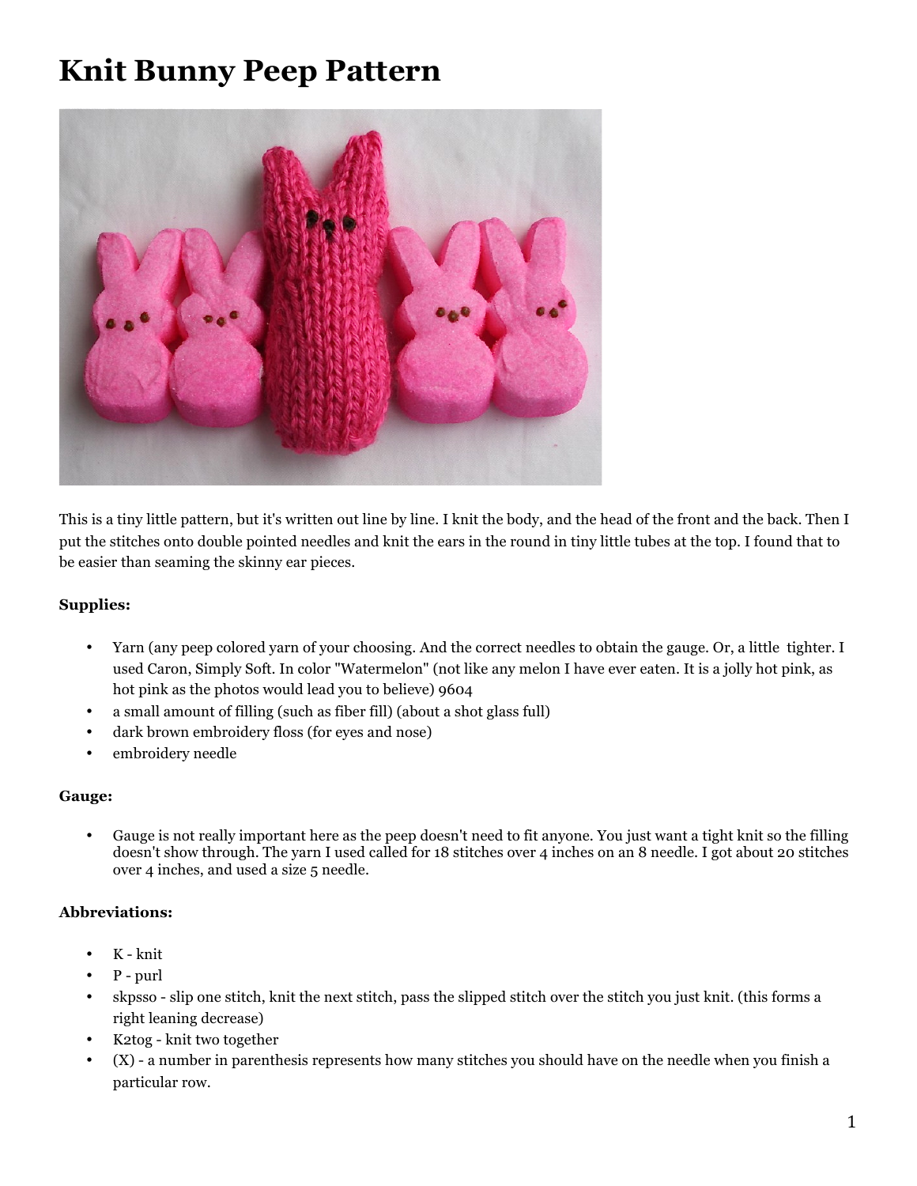# Knit Bunny Peep Pattern

This is a tiny little pattern, but it's written out line by line. I knit the body, and the head of the front and the back. Then I put the stitches onto double pointed needles and knit the ears in the round in tiny little tubes at the top. I found that to be easier than seaming the skinny ear pieces.

**Supplies:**

- Yarn (any peep colored yarn of your choosing. And the correct needles to obtain the gauge. Or, a little tighter. I used Caron, Simply Soft. In color "Watermelon" (not like any melon I have ever eaten. It is a jolly hot pink, as hot pink as the photos would lead you to believe) 9604
- a small amount of filling (such as fiber fill) (about a shot glass full)
- dark brown embroidery floss (for eyes and nose)
- embroidery needle

**Gauge:**

- Gauge is not really important here as the peep doesn't need to fit anyone. You just want a tight knit so the filling doesn't show through. The yarn I used called for 18 stitches over 4 inches on an 8 needle. I got about 20 stitches over 4 inches, and used a size 5 needle.

**Abbreviations:**

- K - knit
- P - purl
- skpsso - slip one stitch, knit the next stitch, pass the slipped stitch over the stitch you just knit. (this forms a right leaning decrease)
- K2tog - knit two together
- (X) - a number in parenthesis represents how many stitches you should have on the needle when you finish a particular row.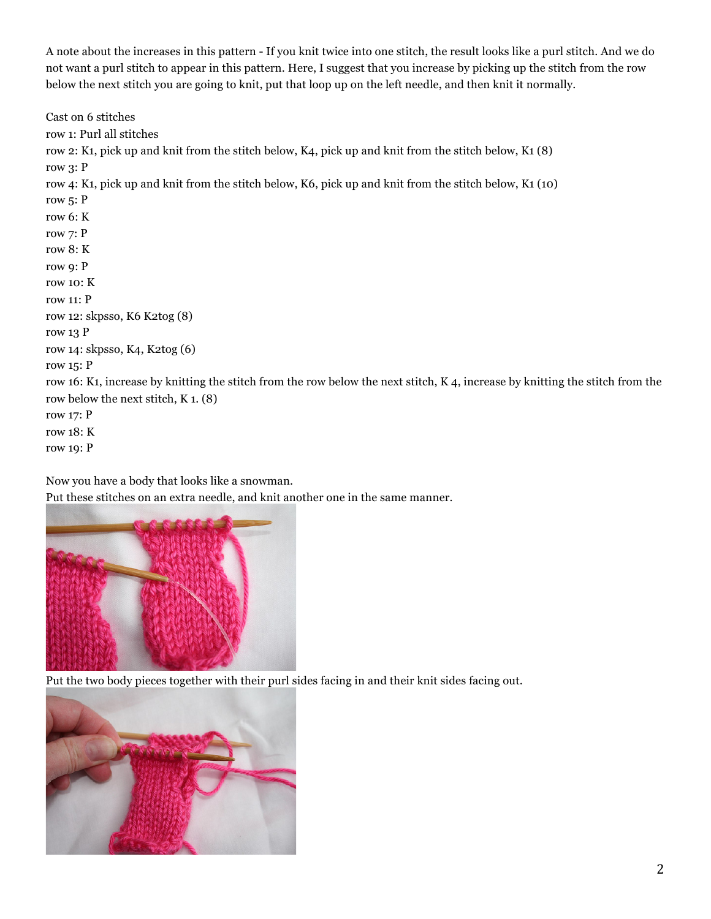A note about the increases in this pattern - If you knit twice into one stitch, the result looks like a purl stitch. And we do not want a purl stitch to appear in this pattern. Here, I suggest that you increase by picking up the stitch from the row below the next stitch you are going to knit, put that loop up on the left needle, and then knit it normally.

Cast on 6 stitches
row 1: Purl all stitches
row 2: K1, pick up and knit from the stitch below, K4, pick up and knit from the stitch below, K1 (8)
row 3: P
row 4: K1, pick up and knit from the stitch below, K6, pick up and knit from the stitch below, K1 (10)
row 5: P
row 6: K
row 7: P
row 8: K
row 9: P
row 10: K
row 11: P
row 12: skpsso, K6 K2tog (8)
row 13 P
row 14: skpsso, K4, K2tog (6)
row 15: P
row 16: K1, increase by knitting the stitch from the row below the next stitch, K 4, increase by knitting the stitch from the row below the next stitch, K 1. (8)
row 17: P
row 18: K
row 19: P

Now you have a body that looks like a snowman.
Put these stitches on an extra needle, and knit another one in the same manner.

Put the two body pieces together with their purl sides facing in and their knit sides facing out.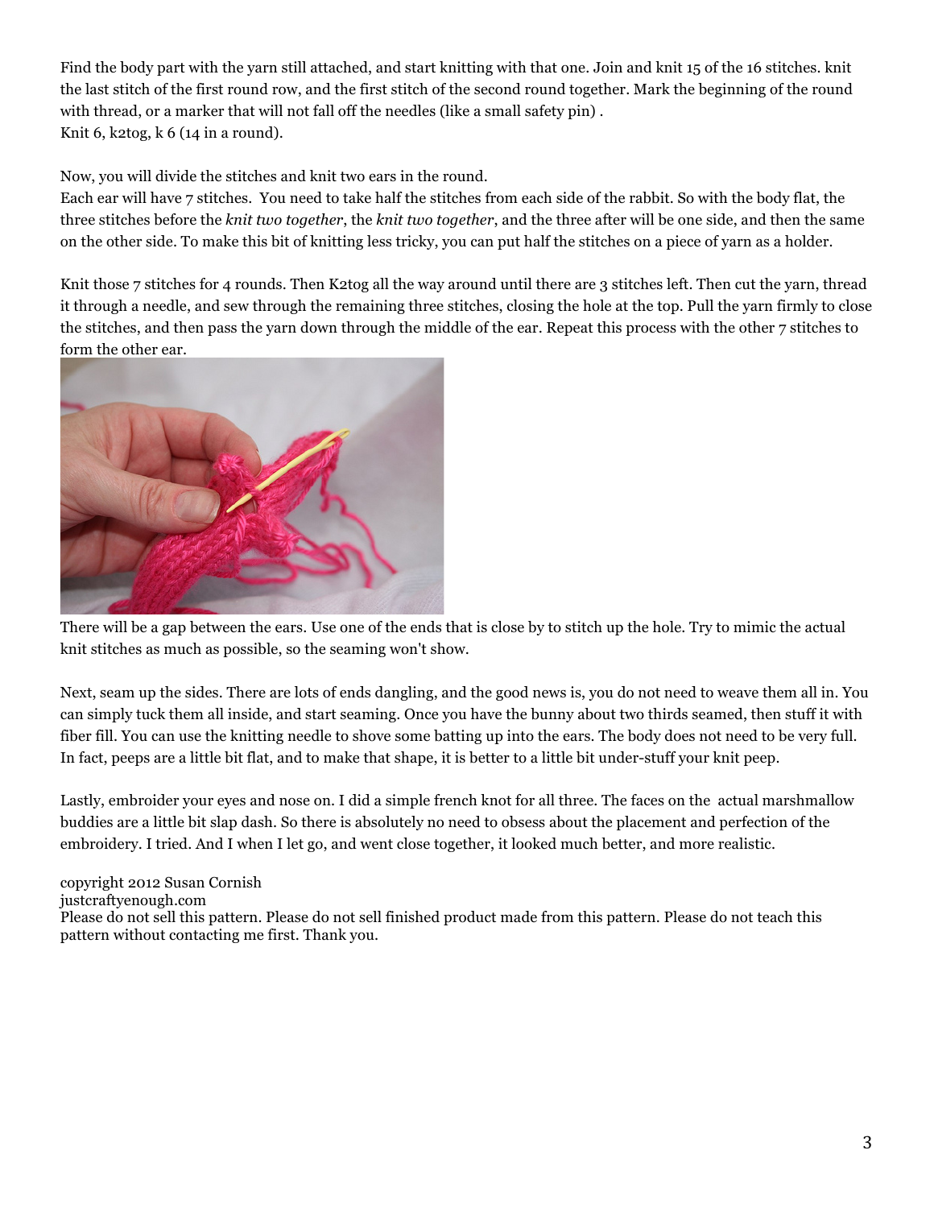Find the body part with the yarn still attached, and start knitting with that one. Join and knit 15 of the 16 stitches. knit the last stitch of the first round row, and the first stitch of the second round together. Mark the beginning of the round with thread, or a marker that will not fall off the needles (like a small safety pin) .
Knit 6, k2tog, k 6 (14 in a round).

Now, you will divide the stitches and knit two ears in the round.
Each ear will have 7 stitches. You need to take half the stitches from each side of the rabbit. So with the body flat, the three stitches before the *knit two together*, the *knit two together*, and the three after will be one side, and then the same on the other side. To make this bit of knitting less tricky, you can put half the stitches on a piece of yarn as a holder.

Knit those 7 stitches for 4 rounds. Then K2tog all the way around until there are 3 stitches left. Then cut the yarn, thread it through a needle, and sew through the remaining three stitches, closing the hole at the top. Pull the yarn firmly to close the stitches, and then pass the yarn down through the middle of the ear. Repeat this process with the other 7 stitches to form the other ear.

There will be a gap between the ears. Use one of the ends that is close by to stitch up the hole. Try to mimic the actual knit stitches as much as possible, so the seaming won't show.

Next, seam up the sides. There are lots of ends dangling, and the good news is, you do not need to weave them all in. You can simply tuck them all inside, and start seaming. Once you have the bunny about two thirds seamed, then stuff it with fiber fill. You can use the knitting needle to shove some batting up into the ears. The body does not need to be very full. In fact, peeps are a little bit flat, and to make that shape, it is better to a little bit under-stuff your knit peep.

Lastly, embroider your eyes and nose on. I did a simple french knot for all three. The faces on the actual marshmallow buddies are a little bit slap dash. So there is absolutely no need to obsess about the placement and perfection of the embroidery. I tried. And I when I let go, and went close together, it looked much better, and more realistic.

copyright 2012 Susan Cornish
justcraftyenough.com
Please do not sell this pattern. Please do not sell finished product made from this pattern. Please do not teach this pattern without contacting me first. Thank you.